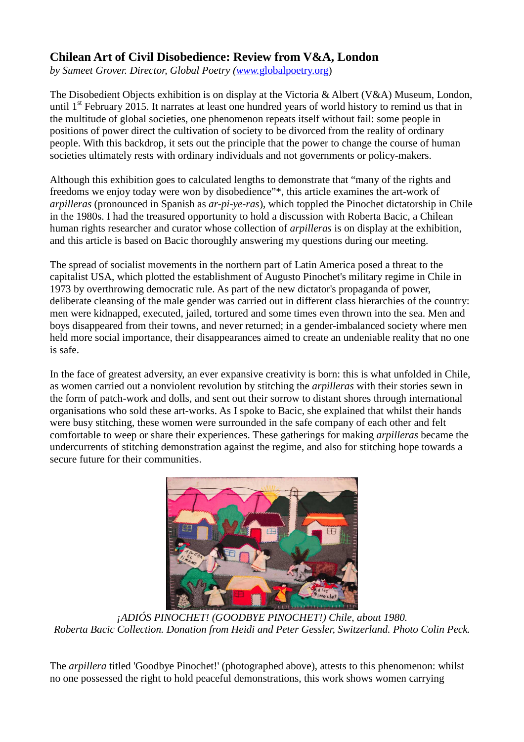# Chilean Art of Civil Disobedience: Review from V&A, London

*by Sumeet Grover. Director, Global Poetry (www.globalpoetry.org)*

The Disobedient Objects exhibition is on display at the Victoria & Albert (V&A) Museum, London, until 1st February 2015. It narrates at least one hundred years of world history to remind us that in the multitude of global societies, one phenomenon repeats itself without fail: some people in positions of power direct the cultivation of society to be divorced from the reality of ordinary people. With this backdrop, it sets out the principle that the power to change the course of human societies ultimately rests with ordinary individuals and not governments or policy-makers.

Although this exhibition goes to calculated lengths to demonstrate that "many of the rights and freedoms we enjoy today were won by disobedience"*, this article examines the art-work of *arpilleras* (pronounced in Spanish as *ar-pi-ye-ras*), which toppled the Pinochet dictatorship in Chile in the 1980s. I had the treasured opportunity to hold a discussion with Roberta Bacic, a Chilean human rights researcher and curator whose collection of *arpilleras* is on display at the exhibition, and this article is based on Bacic thoroughly answering my questions during our meeting.

The spread of socialist movements in the northern part of Latin America posed a threat to the capitalist USA, which plotted the establishment of Augusto Pinochet's military regime in Chile in 1973 by overthrowing democratic rule. As part of the new dictator's propaganda of power, deliberate cleansing of the male gender was carried out in different class hierarchies of the country: men were kidnapped, executed, jailed, tortured and some times even thrown into the sea. Men and boys disappeared from their towns, and never returned; in a gender-imbalanced society where men held more social importance, their disappearances aimed to create an undeniable reality that no one is safe.

In the face of greatest adversity, an ever expansive creativity is born: this is what unfolded in Chile, as women carried out a nonviolent revolution by stitching the *arpilleras* with their stories sewn in the form of patch-work and dolls, and sent out their sorrow to distant shores through international organisations who sold these art-works. As I spoke to Bacic, she explained that whilst their hands were busy stitching, these women were surrounded in the safe company of each other and felt comfortable to weep or share their experiences. These gatherings for making *arpilleras* became the undercurrents of stitching demonstration against the regime, and also for stitching hope towards a secure future for their communities.

*¡ADIÓS PINOCHET! (GOODBYE PINOCHET!) Chile, about 1980.*
*Roberta Bacic Collection. Donation from Heidi and Peter Gessler, Switzerland. Photo Colin Peck.*

The *arpillera* titled 'Goodbye Pinochet!' (photographed above), attests to this phenomenon: whilst no one possessed the right to hold peaceful demonstrations, this work shows women carrying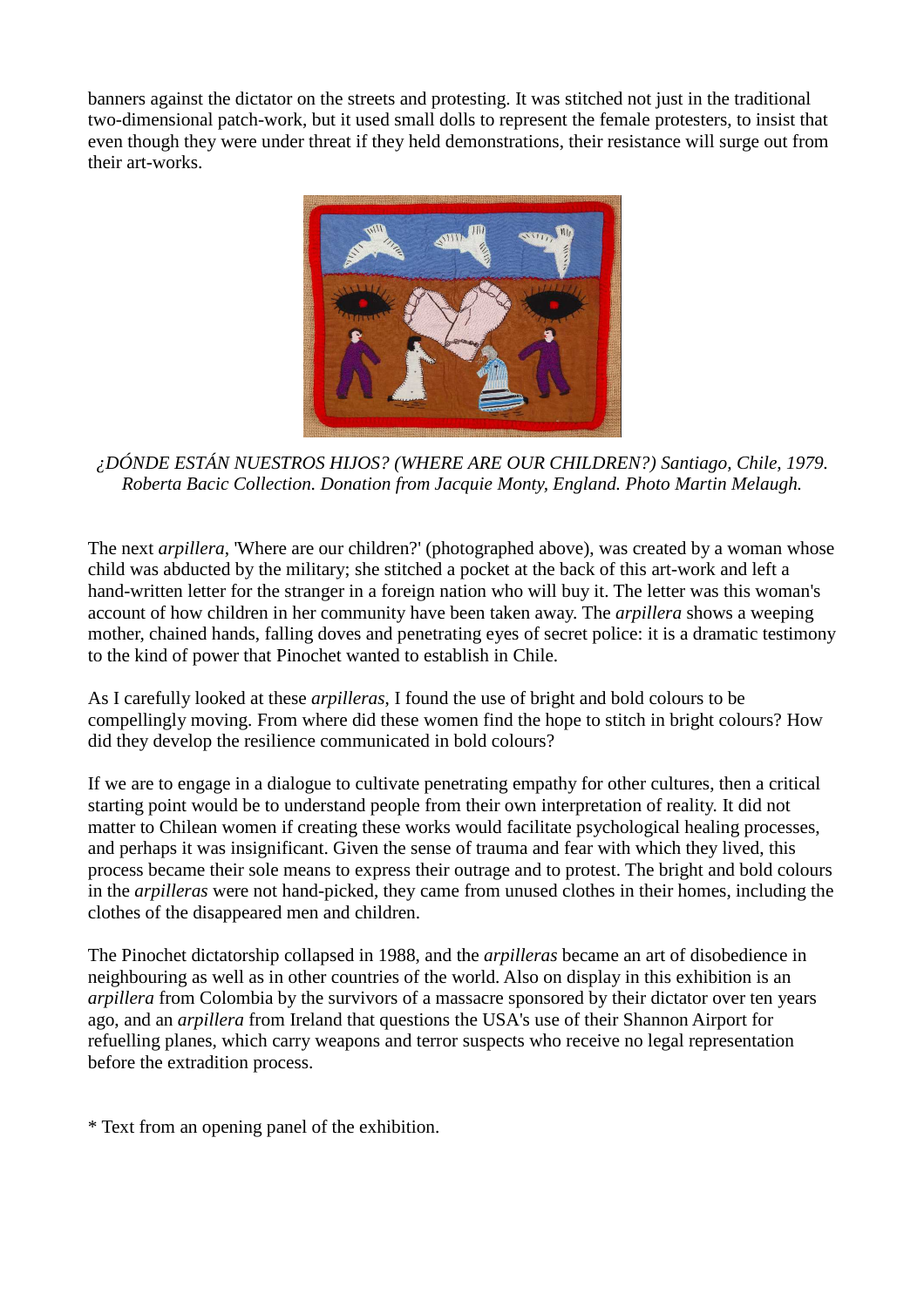banners against the dictator on the streets and protesting. It was stitched not just in the traditional two-dimensional patch-work, but it used small dolls to represent the female protesters, to insist that even though they were under threat if they held demonstrations, their resistance will surge out from their art-works.

*¿DÓNDE ESTÁN NUESTROS HIJOS? (WHERE ARE OUR CHILDREN?) Santiago, Chile, 1979. Roberta Bacic Collection. Donation from Jacquie Monty, England. Photo Martin Melaugh.*

The next *arpillera*, 'Where are our children?' (photographed above), was created by a woman whose child was abducted by the military; she stitched a pocket at the back of this art-work and left a hand-written letter for the stranger in a foreign nation who will buy it. The letter was this woman's account of how children in her community have been taken away. The *arpillera* shows a weeping mother, chained hands, falling doves and penetrating eyes of secret police: it is a dramatic testimony to the kind of power that Pinochet wanted to establish in Chile.

As I carefully looked at these *arpilleras*, I found the use of bright and bold colours to be compellingly moving. From where did these women find the hope to stitch in bright colours? How did they develop the resilience communicated in bold colours?

If we are to engage in a dialogue to cultivate penetrating empathy for other cultures, then a critical starting point would be to understand people from their own interpretation of reality. It did not matter to Chilean women if creating these works would facilitate psychological healing processes, and perhaps it was insignificant. Given the sense of trauma and fear with which they lived, this process became their sole means to express their outrage and to protest. The bright and bold colours in the *arpilleras* were not hand-picked, they came from unused clothes in their homes, including the clothes of the disappeared men and children.

The Pinochet dictatorship collapsed in 1988, and the *arpilleras* became an art of disobedience in neighbouring as well as in other countries of the world. Also on display in this exhibition is an *arpillera* from Colombia by the survivors of a massacre sponsored by their dictator over ten years ago, and an *arpillera* from Ireland that questions the USA's use of their Shannon Airport for refuelling planes, which carry weapons and terror suspects who receive no legal representation before the extradition process.

\* Text from an opening panel of the exhibition.